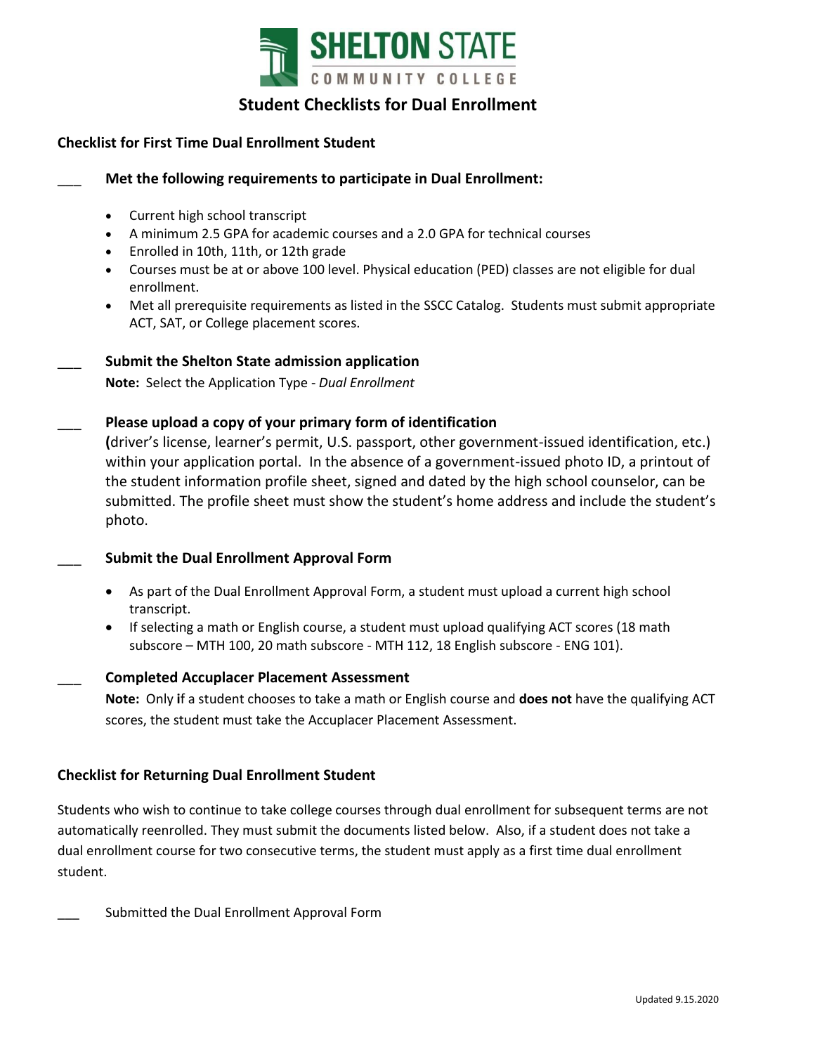SHELTON STATE
COMMUNITY COLLEGE

# Student Checklists for Dual Enrollment

## Checklist for First Time Dual Enrollment Student

___ **Met the following requirements to participate in Dual Enrollment:**

- Current high school transcript
- A minimum 2.5 GPA for academic courses and a 2.0 GPA for technical courses
- Enrolled in 10th, 11th, or 12th grade
- Courses must be at or above 100 level. Physical education (PED) classes are not eligible for dual enrollment.
- Met all prerequisite requirements as listed in the SSCC Catalog. Students must submit appropriate ACT, SAT, or College placement scores.

___ **Submit the Shelton State admission application**

**Note:** Select the Application Type - *Dual Enrollment*

___ **Please upload a copy of your primary form of identification**

**(**driver's license, learner's permit, U.S. passport, other government-issued identification, etc.) within your application portal. In the absence of a government-issued photo ID, a printout of the student information profile sheet, signed and dated by the high school counselor, can be submitted. The profile sheet must show the student's home address and include the student's photo.

___ **Submit the Dual Enrollment Approval Form**

- As part of the Dual Enrollment Approval Form, a student must upload a current high school transcript.
- If selecting a math or English course, a student must upload qualifying ACT scores (18 math subscore – MTH 100, 20 math subscore - MTH 112, 18 English subscore - ENG 101).

___ **Completed Accuplacer Placement Assessment**

**Note:** Only **if** a student chooses to take a math or English course and **does not** have the qualifying ACT scores, the student must take the Accuplacer Placement Assessment.

## Checklist for Returning Dual Enrollment Student

Students who wish to continue to take college courses through dual enrollment for subsequent terms are not automatically reenrolled. They must submit the documents listed below. Also, if a student does not take a dual enrollment course for two consecutive terms, the student must apply as a first time dual enrollment student.

___ Submitted the Dual Enrollment Approval Form

Updated 9.15.2020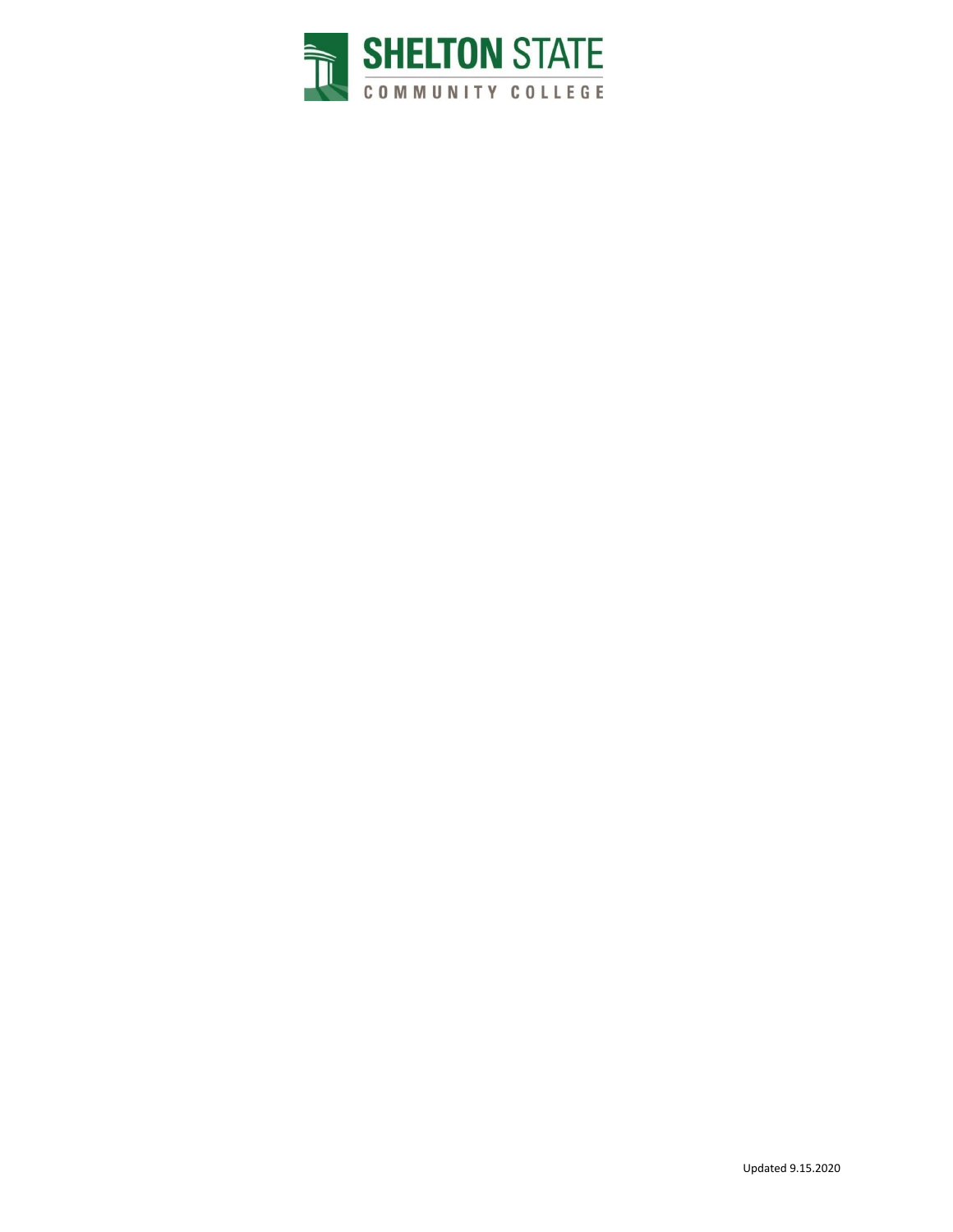SHELTON STATE

COMMUNITY COLLEGE

Updated 9.15.2020